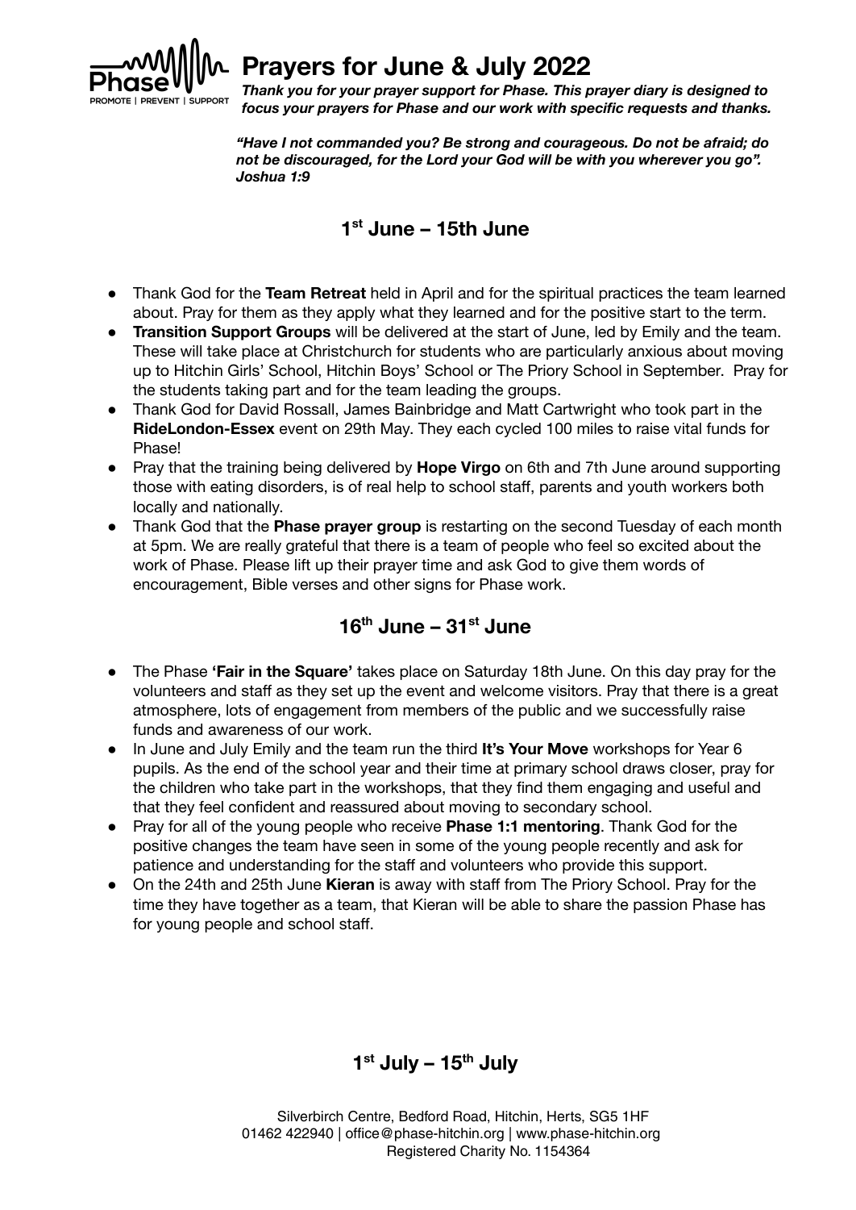# Prayers for June & July 2022

***Thank you for your prayer support for Phase. This prayer diary is designed to focus your prayers for Phase and our work with specific requests and thanks.***

***"Have I not commanded you? Be strong and courageous. Do not be afraid; do not be discouraged, for the Lord your God will be with you wherever you go". Joshua 1:9***

## 1st June – 15th June

- Thank God for the **Team Retreat** held in April and for the spiritual practices the team learned about. Pray for them as they apply what they learned and for the positive start to the term.
- **Transition Support Groups** will be delivered at the start of June, led by Emily and the team. These will take place at Christchurch for students who are particularly anxious about moving up to Hitchin Girls' School, Hitchin Boys' School or The Priory School in September. Pray for the students taking part and for the team leading the groups.
- Thank God for David Rossall, James Bainbridge and Matt Cartwright who took part in the **RideLondon-Essex** event on 29th May. They each cycled 100 miles to raise vital funds for Phase!
- Pray that the training being delivered by **Hope Virgo** on 6th and 7th June around supporting those with eating disorders, is of real help to school staff, parents and youth workers both locally and nationally.
- Thank God that the **Phase prayer group** is restarting on the second Tuesday of each month at 5pm. We are really grateful that there is a team of people who feel so excited about the work of Phase. Please lift up their prayer time and ask God to give them words of encouragement, Bible verses and other signs for Phase work.

## 16th June – 31st June

- The Phase **'Fair in the Square'** takes place on Saturday 18th June. On this day pray for the volunteers and staff as they set up the event and welcome visitors. Pray that there is a great atmosphere, lots of engagement from members of the public and we successfully raise funds and awareness of our work.
- In June and July Emily and the team run the third **It's Your Move** workshops for Year 6 pupils. As the end of the school year and their time at primary school draws closer, pray for the children who take part in the workshops, that they find them engaging and useful and that they feel confident and reassured about moving to secondary school.
- Pray for all of the young people who receive **Phase 1:1 mentoring**. Thank God for the positive changes the team have seen in some of the young people recently and ask for patience and understanding for the staff and volunteers who provide this support.
- On the 24th and 25th June **Kieran** is away with staff from The Priory School. Pray for the time they have together as a team, that Kieran will be able to share the passion Phase has for young people and school staff.

## 1st July – 15th July

Silverbirch Centre, Bedford Road, Hitchin, Herts, SG5 1HF
01462 422940 | office@phase-hitchin.org | www.phase-hitchin.org
Registered Charity No. 1154364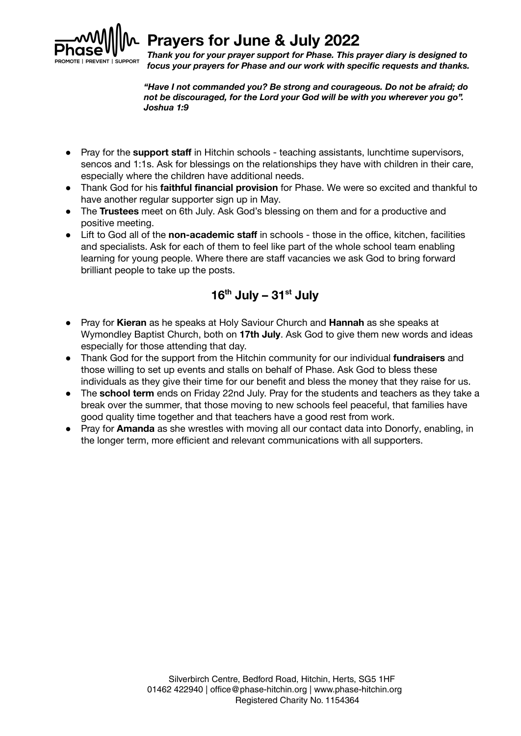# Prayers for June & July 2022

***Thank you for your prayer support for Phase. This prayer diary is designed to focus your prayers for Phase and our work with specific requests and thanks.***

***"Have I not commanded you? Be strong and courageous. Do not be afraid; do not be discouraged, for the Lord your God will be with you wherever you go". Joshua 1:9***

- Pray for the **support staff** in Hitchin schools - teaching assistants, lunchtime supervisors, sencos and 1:1s. Ask for blessings on the relationships they have with children in their care, especially where the children have additional needs.
- Thank God for his **faithful financial provision** for Phase. We were so excited and thankful to have another regular supporter sign up in May.
- The **Trustees** meet on 6th July. Ask God's blessing on them and for a productive and positive meeting.
- Lift to God all of the **non-academic staff** in schools - those in the office, kitchen, facilities and specialists. Ask for each of them to feel like part of the whole school team enabling learning for young people. Where there are staff vacancies we ask God to bring forward brilliant people to take up the posts.

## 16th July – 31st July

- Pray for **Kieran** as he speaks at Holy Saviour Church and **Hannah** as she speaks at Wymondley Baptist Church, both on **17th July**. Ask God to give them new words and ideas especially for those attending that day.
- Thank God for the support from the Hitchin community for our individual **fundraisers** and those willing to set up events and stalls on behalf of Phase. Ask God to bless these individuals as they give their time for our benefit and bless the money that they raise for us.
- The **school term** ends on Friday 22nd July. Pray for the students and teachers as they take a break over the summer, that those moving to new schools feel peaceful, that families have good quality time together and that teachers have a good rest from work.
- Pray for **Amanda** as she wrestles with moving all our contact data into Donorfy, enabling, in the longer term, more efficient and relevant communications with all supporters.

Silverbirch Centre, Bedford Road, Hitchin, Herts, SG5 1HF
01462 422940 | office@phase-hitchin.org | www.phase-hitchin.org
Registered Charity No. 1154364